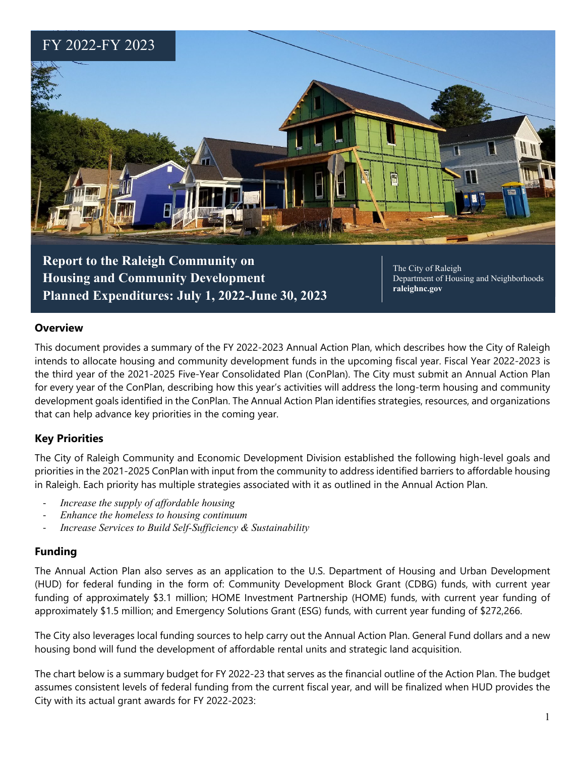FY 2022-FY 2023

# Report to the Raleigh Community on Housing and Community Development Planned Expenditures: July 1, 2022-June 30, 2023

The City of Raleigh
Department of Housing and Neighborhoods
**raleighnc.gov**

## Overview

This document provides a summary of the FY 2022-2023 Annual Action Plan, which describes how the City of Raleigh intends to allocate housing and community development funds in the upcoming fiscal year. Fiscal Year 2022-2023 is the third year of the 2021-2025 Five-Year Consolidated Plan (ConPlan). The City must submit an Annual Action Plan for every year of the ConPlan, describing how this year's activities will address the long-term housing and community development goals identified in the ConPlan. The Annual Action Plan identifies strategies, resources, and organizations that can help advance key priorities in the coming year.

## Key Priorities

The City of Raleigh Community and Economic Development Division established the following high-level goals and priorities in the 2021-2025 ConPlan with input from the community to address identified barriers to affordable housing in Raleigh. Each priority has multiple strategies associated with it as outlined in the Annual Action Plan.

- *Increase the supply of affordable housing*
- *Enhance the homeless to housing continuum*
- *Increase Services to Build Self-Sufficiency & Sustainability*

## Funding

The Annual Action Plan also serves as an application to the U.S. Department of Housing and Urban Development (HUD) for federal funding in the form of: Community Development Block Grant (CDBG) funds, with current year funding of approximately $3.1 million; HOME Investment Partnership (HOME) funds, with current year funding of approximately $1.5 million; and Emergency Solutions Grant (ESG) funds, with current year funding of $272,266.

The City also leverages local funding sources to help carry out the Annual Action Plan. General Fund dollars and a new housing bond will fund the development of affordable rental units and strategic land acquisition.

The chart below is a summary budget for FY 2022-23 that serves as the financial outline of the Action Plan. The budget assumes consistent levels of federal funding from the current fiscal year, and will be finalized when HUD provides the City with its actual grant awards for FY 2022-2023: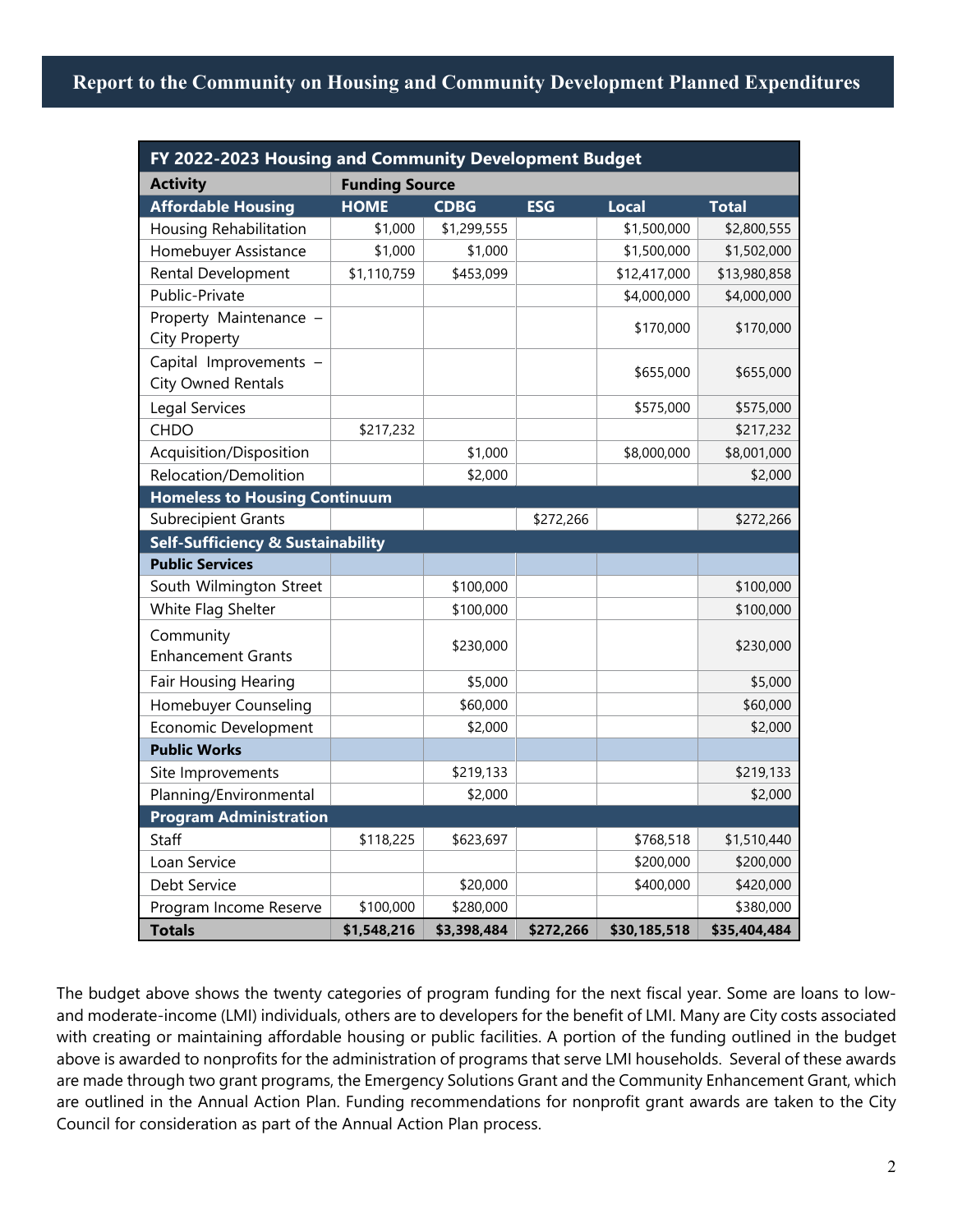# Report to the Community on Housing and Community Development Planned Expenditures

| FY 2022-2023 Housing and Community Development Budget | | | | | |
|---|---|---|---|---|---|
| **Activity** | **Funding Source** | | | | |
| **Affordable Housing** | **HOME** | **CDBG** | **ESG** | **Local** | **Total** |
| Housing Rehabilitation | $1,000 | $1,299,555 | | $1,500,000 | $2,800,555 |
| Homebuyer Assistance | $1,000 | $1,000 | | $1,500,000 | $1,502,000 |
| Rental Development | $1,110,759 | $453,099 | | $12,417,000 | $13,980,858 |
| Public-Private | | | | $4,000,000 | $4,000,000 |
| Property Maintenance – City Property | | | | $170,000 | $170,000 |
| Capital Improvements – City Owned Rentals | | | | $655,000 | $655,000 |
| Legal Services | | | | $575,000 | $575,000 |
| CHDO | $217,232 | | | | $217,232 |
| Acquisition/Disposition | | $1,000 | | $8,000,000 | $8,001,000 |
| Relocation/Demolition | | $2,000 | | | $2,000 |
| **Homeless to Housing Continuum** | | | | | |
| Subrecipient Grants | | | $272,266 | | $272,266 |
| **Self-Sufficiency & Sustainability** | | | | | |
| **Public Services** | | | | | |
| South Wilmington Street | | $100,000 | | | $100,000 |
| White Flag Shelter | | $100,000 | | | $100,000 |
| Community Enhancement Grants | | $230,000 | | | $230,000 |
| Fair Housing Hearing | | $5,000 | | | $5,000 |
| Homebuyer Counseling | | $60,000 | | | $60,000 |
| Economic Development | | $2,000 | | | $2,000 |
| **Public Works** | | | | | |
| Site Improvements | | $219,133 | | | $219,133 |
| Planning/Environmental | | $2,000 | | | $2,000 |
| **Program Administration** | | | | | |
| Staff | $118,225 | $623,697 | | $768,518 | $1,510,440 |
| Loan Service | | | | $200,000 | $200,000 |
| Debt Service | | $20,000 | | $400,000 | $420,000 |
| Program Income Reserve | $100,000 | $280,000 | | | $380,000 |
| **Totals** | **$1,548,216** | **$3,398,484** | **$272,266** | **$30,185,518** | **$35,404,484** |

The budget above shows the twenty categories of program funding for the next fiscal year. Some are loans to low- and moderate-income (LMI) individuals, others are to developers for the benefit of LMI. Many are City costs associated with creating or maintaining affordable housing or public facilities. A portion of the funding outlined in the budget above is awarded to nonprofits for the administration of programs that serve LMI households. Several of these awards are made through two grant programs, the Emergency Solutions Grant and the Community Enhancement Grant, which are outlined in the Annual Action Plan. Funding recommendations for nonprofit grant awards are taken to the City Council for consideration as part of the Annual Action Plan process.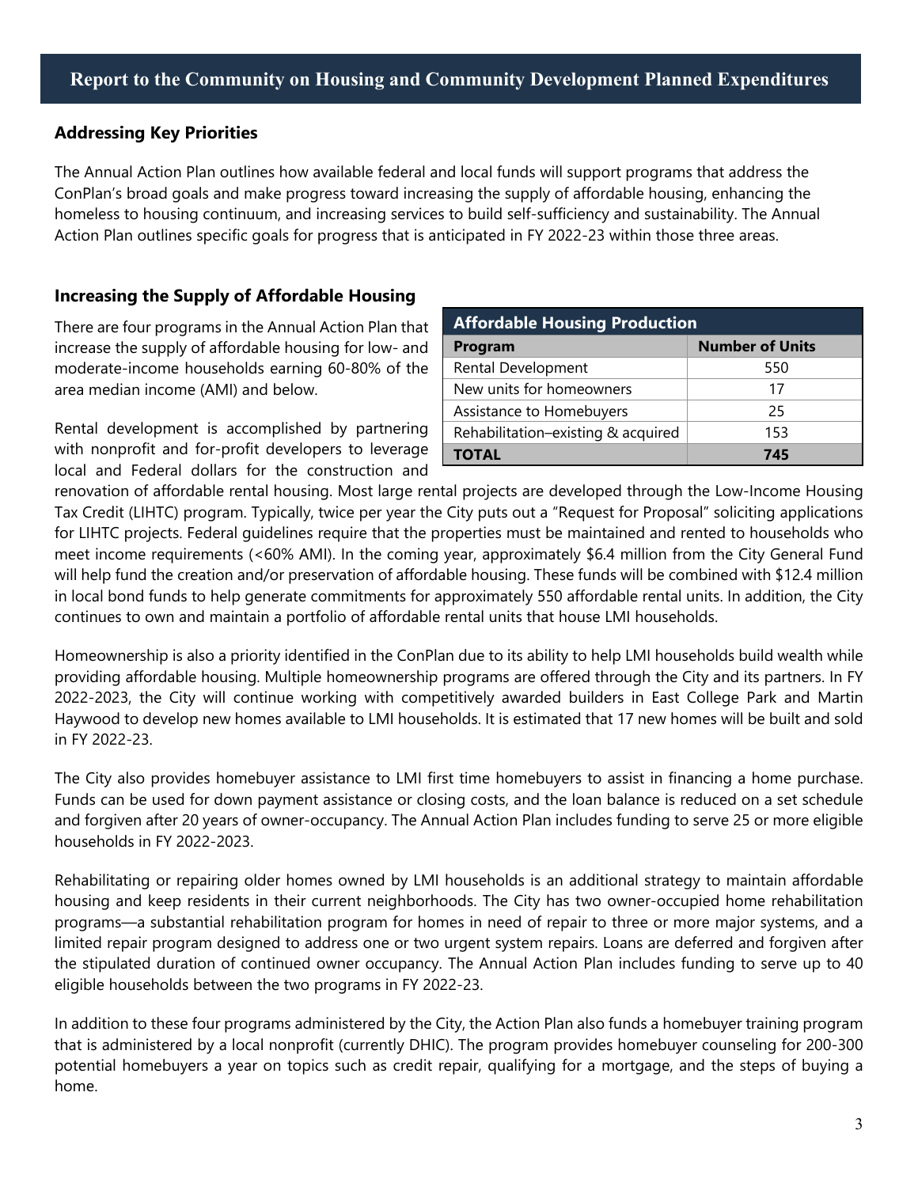# Report to the Community on Housing and Community Development Planned Expenditures

## Addressing Key Priorities

The Annual Action Plan outlines how available federal and local funds will support programs that address the ConPlan's broad goals and make progress toward increasing the supply of affordable housing, enhancing the homeless to housing continuum, and increasing services to build self-sufficiency and sustainability. The Annual Action Plan outlines specific goals for progress that is anticipated in FY 2022-23 within those three areas.

## Increasing the Supply of Affordable Housing

There are four programs in the Annual Action Plan that increase the supply of affordable housing for low- and moderate-income households earning 60-80% of the area median income (AMI) and below.

| Affordable Housing Production | |
|---|---|
| **Program** | **Number of Units** |
| Rental Development | 550 |
| New units for homeowners | 17 |
| Assistance to Homebuyers | 25 |
| Rehabilitation–existing & acquired | 153 |
| **TOTAL** | **745** |

Rental development is accomplished by partnering with nonprofit and for-profit developers to leverage local and Federal dollars for the construction and renovation of affordable rental housing. Most large rental projects are developed through the Low-Income Housing Tax Credit (LIHTC) program. Typically, twice per year the City puts out a "Request for Proposal" soliciting applications for LIHTC projects. Federal guidelines require that the properties must be maintained and rented to households who meet income requirements (<60% AMI). In the coming year, approximately $6.4 million from the City General Fund will help fund the creation and/or preservation of affordable housing. These funds will be combined with $12.4 million in local bond funds to help generate commitments for approximately 550 affordable rental units. In addition, the City continues to own and maintain a portfolio of affordable rental units that house LMI households.

Homeownership is also a priority identified in the ConPlan due to its ability to help LMI households build wealth while providing affordable housing. Multiple homeownership programs are offered through the City and its partners. In FY 2022-2023, the City will continue working with competitively awarded builders in East College Park and Martin Haywood to develop new homes available to LMI households. It is estimated that 17 new homes will be built and sold in FY 2022-23.

The City also provides homebuyer assistance to LMI first time homebuyers to assist in financing a home purchase. Funds can be used for down payment assistance or closing costs, and the loan balance is reduced on a set schedule and forgiven after 20 years of owner-occupancy. The Annual Action Plan includes funding to serve 25 or more eligible households in FY 2022-2023.

Rehabilitating or repairing older homes owned by LMI households is an additional strategy to maintain affordable housing and keep residents in their current neighborhoods. The City has two owner-occupied home rehabilitation programs—a substantial rehabilitation program for homes in need of repair to three or more major systems, and a limited repair program designed to address one or two urgent system repairs. Loans are deferred and forgiven after the stipulated duration of continued owner occupancy. The Annual Action Plan includes funding to serve up to 40 eligible households between the two programs in FY 2022-23.

In addition to these four programs administered by the City, the Action Plan also funds a homebuyer training program that is administered by a local nonprofit (currently DHIC). The program provides homebuyer counseling for 200-300 potential homebuyers a year on topics such as credit repair, qualifying for a mortgage, and the steps of buying a home.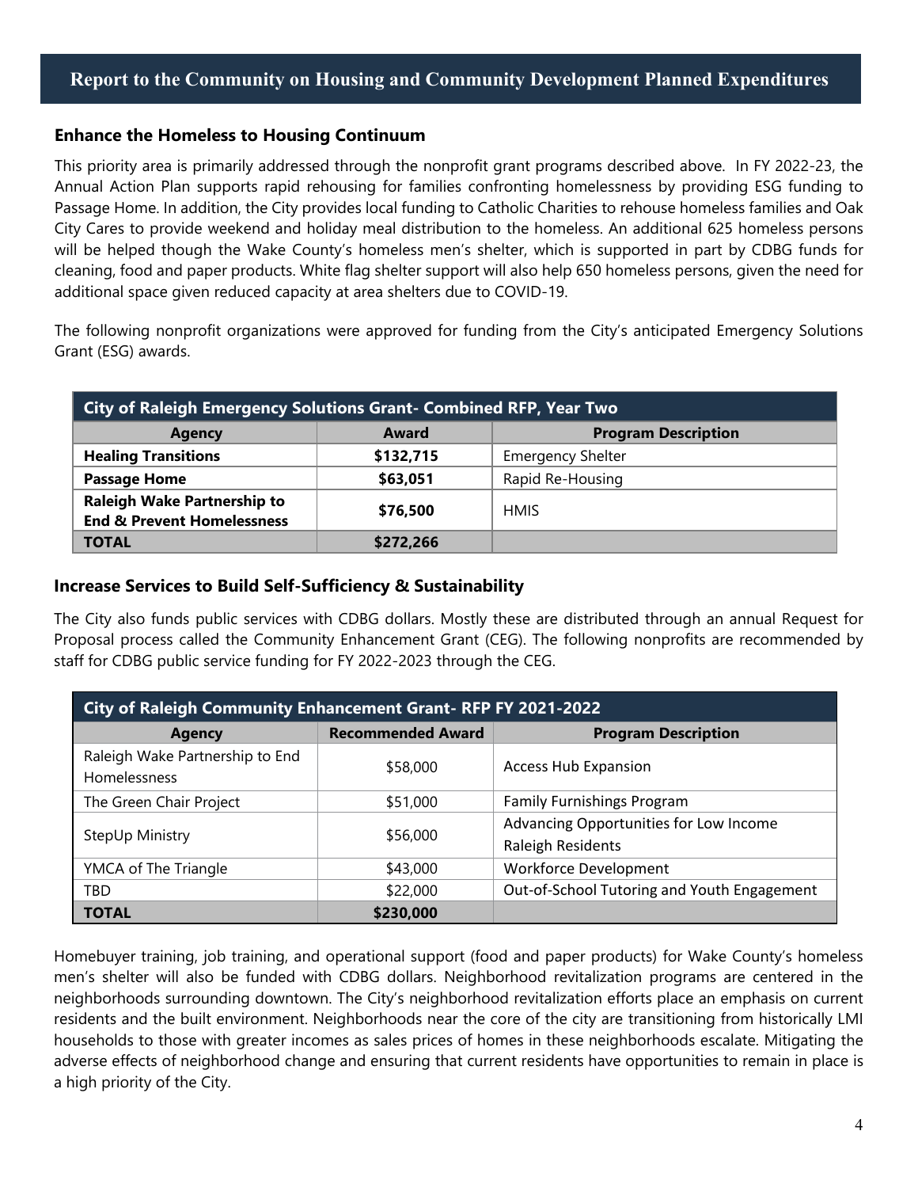# Report to the Community on Housing and Community Development Planned Expenditures

## Enhance the Homeless to Housing Continuum

This priority area is primarily addressed through the nonprofit grant programs described above. In FY 2022-23, the Annual Action Plan supports rapid rehousing for families confronting homelessness by providing ESG funding to Passage Home. In addition, the City provides local funding to Catholic Charities to rehouse homeless families and Oak City Cares to provide weekend and holiday meal distribution to the homeless. An additional 625 homeless persons will be helped though the Wake County's homeless men's shelter, which is supported in part by CDBG funds for cleaning, food and paper products. White flag shelter support will also help 650 homeless persons, given the need for additional space given reduced capacity at area shelters due to COVID-19.

The following nonprofit organizations were approved for funding from the City's anticipated Emergency Solutions Grant (ESG) awards.

| City of Raleigh Emergency Solutions Grant- Combined RFP, Year Two | | |
|---|---|---|
| **Agency** | **Award** | **Program Description** |
| **Healing Transitions** | **$132,715** | Emergency Shelter |
| **Passage Home** | **$63,051** | Rapid Re-Housing |
| **Raleigh Wake Partnership to End & Prevent Homelessness** | **$76,500** | HMIS |
| **TOTAL** | **$272,266** | |

## Increase Services to Build Self-Sufficiency & Sustainability

The City also funds public services with CDBG dollars. Mostly these are distributed through an annual Request for Proposal process called the Community Enhancement Grant (CEG). The following nonprofits are recommended by staff for CDBG public service funding for FY 2022-2023 through the CEG.

| City of Raleigh Community Enhancement Grant- RFP FY 2021-2022 | | |
|---|---|---|
| **Agency** | **Recommended Award** | **Program Description** |
| Raleigh Wake Partnership to End Homelessness | $58,000 | Access Hub Expansion |
| The Green Chair Project | $51,000 | Family Furnishings Program |
| StepUp Ministry | $56,000 | Advancing Opportunities for Low Income Raleigh Residents |
| YMCA of The Triangle | $43,000 | Workforce Development |
| TBD | $22,000 | Out-of-School Tutoring and Youth Engagement |
| **TOTAL** | **$230,000** | |

Homebuyer training, job training, and operational support (food and paper products) for Wake County's homeless men's shelter will also be funded with CDBG dollars. Neighborhood revitalization programs are centered in the neighborhoods surrounding downtown. The City's neighborhood revitalization efforts place an emphasis on current residents and the built environment. Neighborhoods near the core of the city are transitioning from historically LMI households to those with greater incomes as sales prices of homes in these neighborhoods escalate. Mitigating the adverse effects of neighborhood change and ensuring that current residents have opportunities to remain in place is a high priority of the City.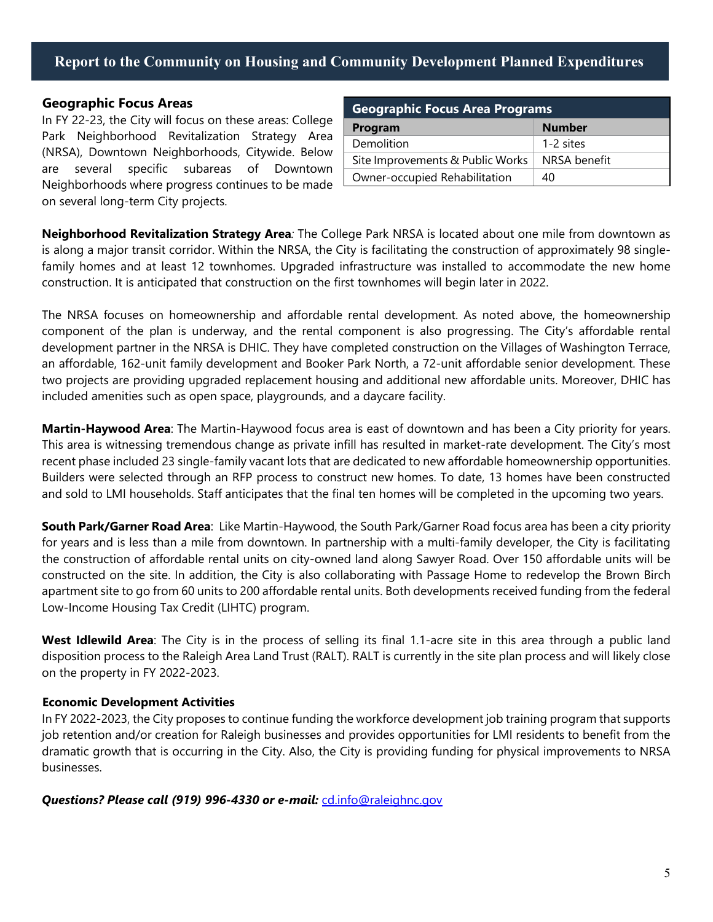# Report to the Community on Housing and Community Development Planned Expenditures

### Geographic Focus Areas

In FY 22-23, the City will focus on these areas: College Park Neighborhood Revitalization Strategy Area (NRSA), Downtown Neighborhoods, Citywide. Below are several specific subareas of Downtown Neighborhoods where progress continues to be made on several long-term City projects.

| Geographic Focus Area Programs | |
|---|---|
| **Program** | **Number** |
| Demolition | 1-2 sites |
| Site Improvements & Public Works | NRSA benefit |
| Owner-occupied Rehabilitation | 40 |

**Neighborhood Revitalization Strategy Area***:* The College Park NRSA is located about one mile from downtown as is along a major transit corridor. Within the NRSA, the City is facilitating the construction of approximately 98 single-family homes and at least 12 townhomes. Upgraded infrastructure was installed to accommodate the new home construction. It is anticipated that construction on the first townhomes will begin later in 2022.

The NRSA focuses on homeownership and affordable rental development. As noted above, the homeownership component of the plan is underway, and the rental component is also progressing. The City's affordable rental development partner in the NRSA is DHIC. They have completed construction on the Villages of Washington Terrace, an affordable, 162-unit family development and Booker Park North, a 72-unit affordable senior development. These two projects are providing upgraded replacement housing and additional new affordable units. Moreover, DHIC has included amenities such as open space, playgrounds, and a daycare facility.

**Martin-Haywood Area**: The Martin-Haywood focus area is east of downtown and has been a City priority for years. This area is witnessing tremendous change as private infill has resulted in market-rate development. The City's most recent phase included 23 single-family vacant lots that are dedicated to new affordable homeownership opportunities. Builders were selected through an RFP process to construct new homes. To date, 13 homes have been constructed and sold to LMI households. Staff anticipates that the final ten homes will be completed in the upcoming two years.

**South Park/Garner Road Area**: Like Martin-Haywood, the South Park/Garner Road focus area has been a city priority for years and is less than a mile from downtown. In partnership with a multi-family developer, the City is facilitating the construction of affordable rental units on city-owned land along Sawyer Road. Over 150 affordable units will be constructed on the site. In addition, the City is also collaborating with Passage Home to redevelop the Brown Birch apartment site to go from 60 units to 200 affordable rental units. Both developments received funding from the federal Low-Income Housing Tax Credit (LIHTC) program.

**West Idlewild Area**: The City is in the process of selling its final 1.1-acre site in this area through a public land disposition process to the Raleigh Area Land Trust (RALT). RALT is currently in the site plan process and will likely close on the property in FY 2022-2023.

### Economic Development Activities

In FY 2022-2023, the City proposes to continue funding the workforce development job training program that supports job retention and/or creation for Raleigh businesses and provides opportunities for LMI residents to benefit from the dramatic growth that is occurring in the City. Also, the City is providing funding for physical improvements to NRSA businesses.

***Questions? Please call (919) 996-4330 or e-mail:*** cd.info@raleighnc.gov